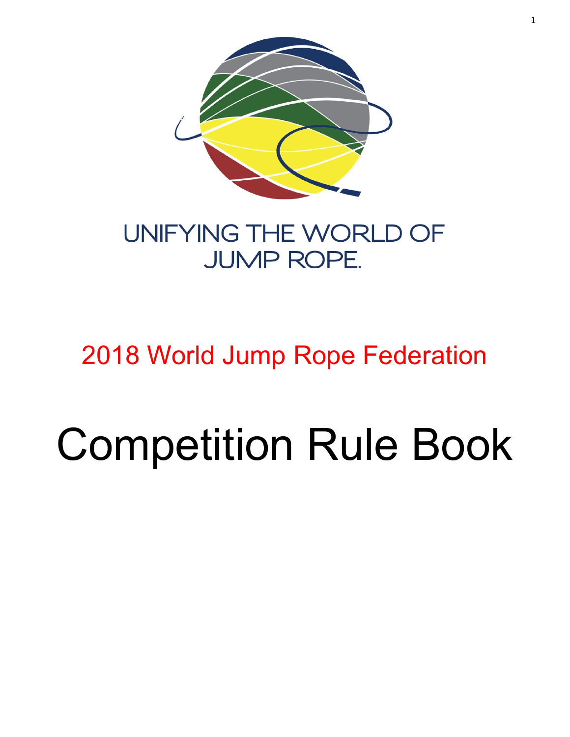UNIFYING THE WORLD OF JUMP ROPE.

## 2018 World Jump Rope Federation

# Competition Rule Book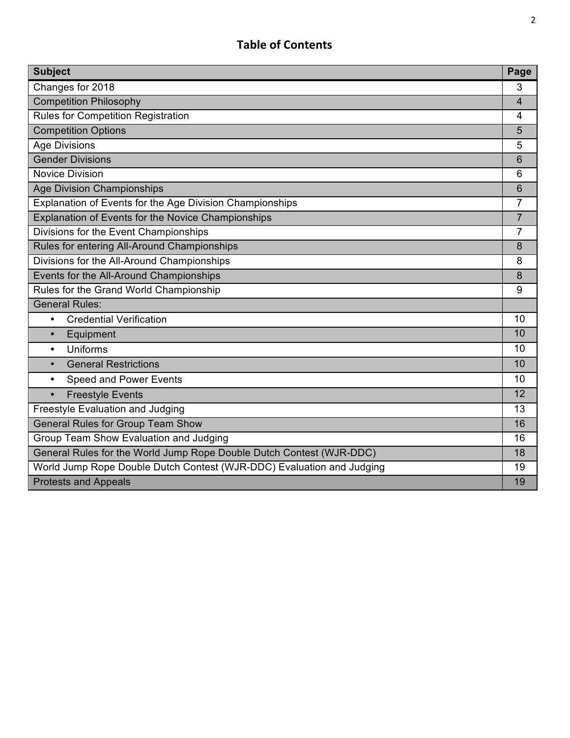## Table of Contents

| Subject | Page |
|---|---|
| Changes for 2018 | 3 |
| Competition Philosophy | 4 |
| Rules for Competition Registration | 4 |
| Competition Options | 5 |
| Age Divisions | 5 |
| Gender Divisions | 6 |
| Novice Division | 6 |
| Age Division Championships | 6 |
| Explanation of Events for the Age Division Championships | 7 |
| Explanation of Events for the Novice Championships | 7 |
| Divisions for the Event Championships | 7 |
| Rules for entering All-Around Championships | 8 |
| Divisions for the All-Around Championships | 8 |
| Events for the All-Around Championships | 8 |
| Rules for the Grand World Championship | 9 |
| General Rules: | |
| • Credential Verification | 10 |
| • Equipment | 10 |
| • Uniforms | 10 |
| • General Restrictions | 10 |
| • Speed and Power Events | 10 |
| • Freestyle Events | 12 |
| Freestyle Evaluation and Judging | 13 |
| General Rules for Group Team Show | 16 |
| Group Team Show Evaluation and Judging | 16 |
| General Rules for the World Jump Rope Double Dutch Contest (WJR-DDC) | 18 |
| World Jump Rope Double Dutch Contest (WJR-DDC) Evaluation and Judging | 19 |
| Protests and Appeals | 19 |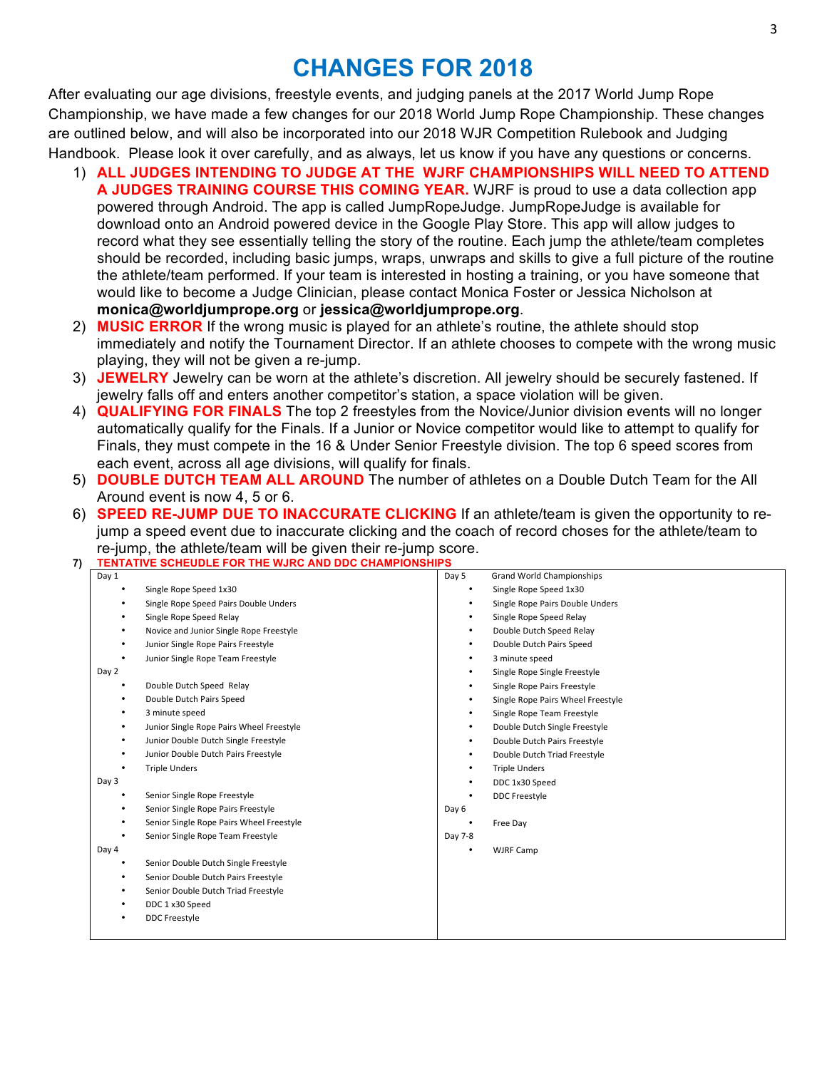# CHANGES FOR 2018

After evaluating our age divisions, freestyle events, and judging panels at the 2017 World Jump Rope Championship, we have made a few changes for our 2018 World Jump Rope Championship. These changes are outlined below, and will also be incorporated into our 2018 WJR Competition Rulebook and Judging Handbook. Please look it over carefully, and as always, let us know if you have any questions or concerns.

1) **ALL JUDGES INTENDING TO JUDGE AT THE WJRF CHAMPIONSHIPS WILL NEED TO ATTEND A JUDGES TRAINING COURSE THIS COMING YEAR.** WJRF is proud to use a data collection app powered through Android. The app is called JumpRopeJudge. JumpRopeJudge is available for download onto an Android powered device in the Google Play Store. This app will allow judges to record what they see essentially telling the story of the routine. Each jump the athlete/team completes should be recorded, including basic jumps, wraps, unwraps and skills to give a full picture of the routine the athlete/team performed. If your team is interested in hosting a training, or you have someone that would like to become a Judge Clinician, please contact Monica Foster or Jessica Nicholson at **monica@worldjumprope.org** or **jessica@worldjumprope.org**.
2) **MUSIC ERROR** If the wrong music is played for an athlete's routine, the athlete should stop immediately and notify the Tournament Director. If an athlete chooses to compete with the wrong music playing, they will not be given a re-jump.
3) **JEWELRY** Jewelry can be worn at the athlete's discretion. All jewelry should be securely fastened. If jewelry falls off and enters another competitor's station, a space violation will be given.
4) **QUALIFYING FOR FINALS** The top 2 freestyles from the Novice/Junior division events will no longer automatically qualify for the Finals. If a Junior or Novice competitor would like to attempt to qualify for Finals, they must compete in the 16 & Under Senior Freestyle division. The top 6 speed scores from each event, across all age divisions, will qualify for finals.
5) **DOUBLE DUTCH TEAM ALL AROUND** The number of athletes on a Double Dutch Team for the All Around event is now 4, 5 or 6.
6) **SPEED RE-JUMP DUE TO INACCURATE CLICKING** If an athlete/team is given the opportunity to re-jump a speed event due to inaccurate clicking and the coach of record choses for the athlete/team to re-jump, the athlete/team will be given their re-jump score.
7) **TENTATIVE SCHEUDLE FOR THE WJRC AND DDC CHAMPIONSHIPS**

| Day 1 | Day 5 Grand World Championships |
|---|---|
| • Single Rope Speed 1x30 | • Single Rope Speed 1x30 |
| • Single Rope Speed Pairs Double Unders | • Single Rope Pairs Double Unders |
| • Single Rope Speed Relay | • Single Rope Speed Relay |
| • Novice and Junior Single Rope Freestyle | • Double Dutch Speed Relay |
| • Junior Single Rope Pairs Freestyle | • Double Dutch Pairs Speed |
| • Junior Single Rope Team Freestyle | • 3 minute speed |
| Day 2 | • Single Rope Single Freestyle |
| • Double Dutch Speed Relay | • Single Rope Pairs Freestyle |
| • Double Dutch Pairs Speed | • Single Rope Pairs Wheel Freestyle |
| • 3 minute speed | • Single Rope Team Freestyle |
| • Junior Single Rope Pairs Wheel Freestyle | • Double Dutch Single Freestyle |
| • Junior Double Dutch Single Freestyle | • Double Dutch Pairs Freestyle |
| • Junior Double Dutch Pairs Freestyle | • Double Dutch Triad Freestyle |
| • Triple Unders | • Triple Unders |
| Day 3 | • DDC 1x30 Speed |
| • Senior Single Rope Freestyle | • DDC Freestyle |
| • Senior Single Rope Pairs Freestyle | Day 6 |
| • Senior Single Rope Pairs Wheel Freestyle | • Free Day |
| • Senior Single Rope Team Freestyle | Day 7-8 |
| Day 4 | • WJRF Camp |
| • Senior Double Dutch Single Freestyle | |
| • Senior Double Dutch Pairs Freestyle | |
| • Senior Double Dutch Triad Freestyle | |
| • DDC 1 x30 Speed | |
| • DDC Freestyle | |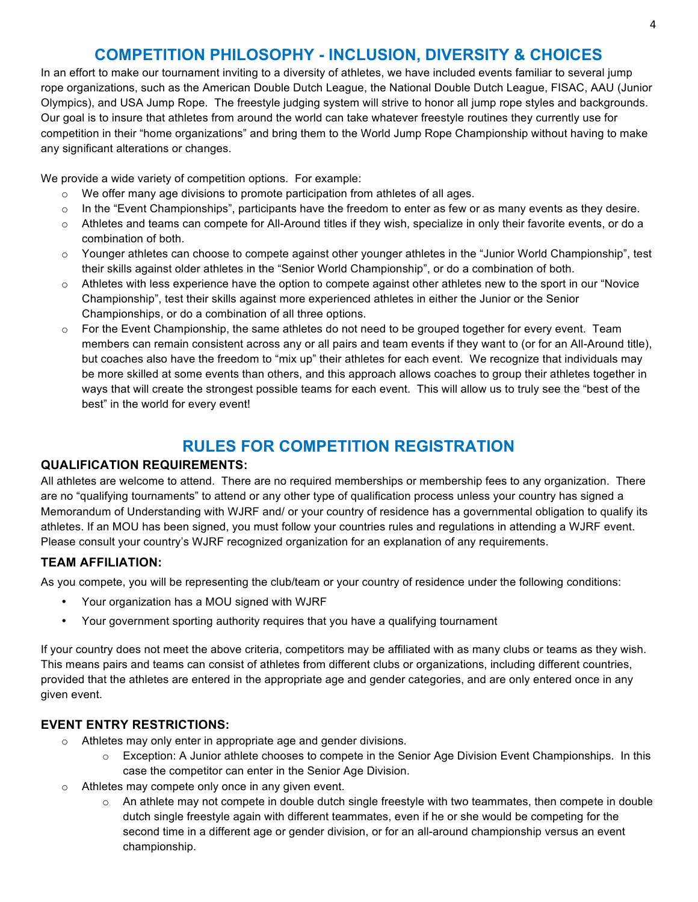## COMPETITION PHILOSOPHY - INCLUSION, DIVERSITY & CHOICES

In an effort to make our tournament inviting to a diversity of athletes, we have included events familiar to several jump rope organizations, such as the American Double Dutch League, the National Double Dutch League, FISAC, AAU (Junior Olympics), and USA Jump Rope. The freestyle judging system will strive to honor all jump rope styles and backgrounds. Our goal is to insure that athletes from around the world can take whatever freestyle routines they currently use for competition in their "home organizations" and bring them to the World Jump Rope Championship without having to make any significant alterations or changes.

We provide a wide variety of competition options. For example:

- We offer many age divisions to promote participation from athletes of all ages.
- In the "Event Championships", participants have the freedom to enter as few or as many events as they desire.
- Athletes and teams can compete for All-Around titles if they wish, specialize in only their favorite events, or do a combination of both.
- Younger athletes can choose to compete against other younger athletes in the "Junior World Championship", test their skills against older athletes in the "Senior World Championship", or do a combination of both.
- Athletes with less experience have the option to compete against other athletes new to the sport in our "Novice Championship", test their skills against more experienced athletes in either the Junior or the Senior Championships, or do a combination of all three options.
- For the Event Championship, the same athletes do not need to be grouped together for every event. Team members can remain consistent across any or all pairs and team events if they want to (or for an All-Around title), but coaches also have the freedom to "mix up" their athletes for each event. We recognize that individuals may be more skilled at some events than others, and this approach allows coaches to group their athletes together in ways that will create the strongest possible teams for each event. This will allow us to truly see the "best of the best" in the world for every event!

## RULES FOR COMPETITION REGISTRATION

### QUALIFICATION REQUIREMENTS:

All athletes are welcome to attend. There are no required memberships or membership fees to any organization. There are no "qualifying tournaments" to attend or any other type of qualification process unless your country has signed a Memorandum of Understanding with WJRF and/ or your country of residence has a governmental obligation to qualify its athletes. If an MOU has been signed, you must follow your countries rules and regulations in attending a WJRF event. Please consult your country's WJRF recognized organization for an explanation of any requirements.

### TEAM AFFILIATION:

As you compete, you will be representing the club/team or your country of residence under the following conditions:

- Your organization has a MOU signed with WJRF
- Your government sporting authority requires that you have a qualifying tournament

If your country does not meet the above criteria, competitors may be affiliated with as many clubs or teams as they wish. This means pairs and teams can consist of athletes from different clubs or organizations, including different countries, provided that the athletes are entered in the appropriate age and gender categories, and are only entered once in any given event.

### EVENT ENTRY RESTRICTIONS:

- Athletes may only enter in appropriate age and gender divisions.
  - Exception: A Junior athlete chooses to compete in the Senior Age Division Event Championships. In this case the competitor can enter in the Senior Age Division.
- Athletes may compete only once in any given event.
  - An athlete may not compete in double dutch single freestyle with two teammates, then compete in double dutch single freestyle again with different teammates, even if he or she would be competing for the second time in a different age or gender division, or for an all-around championship versus an event championship.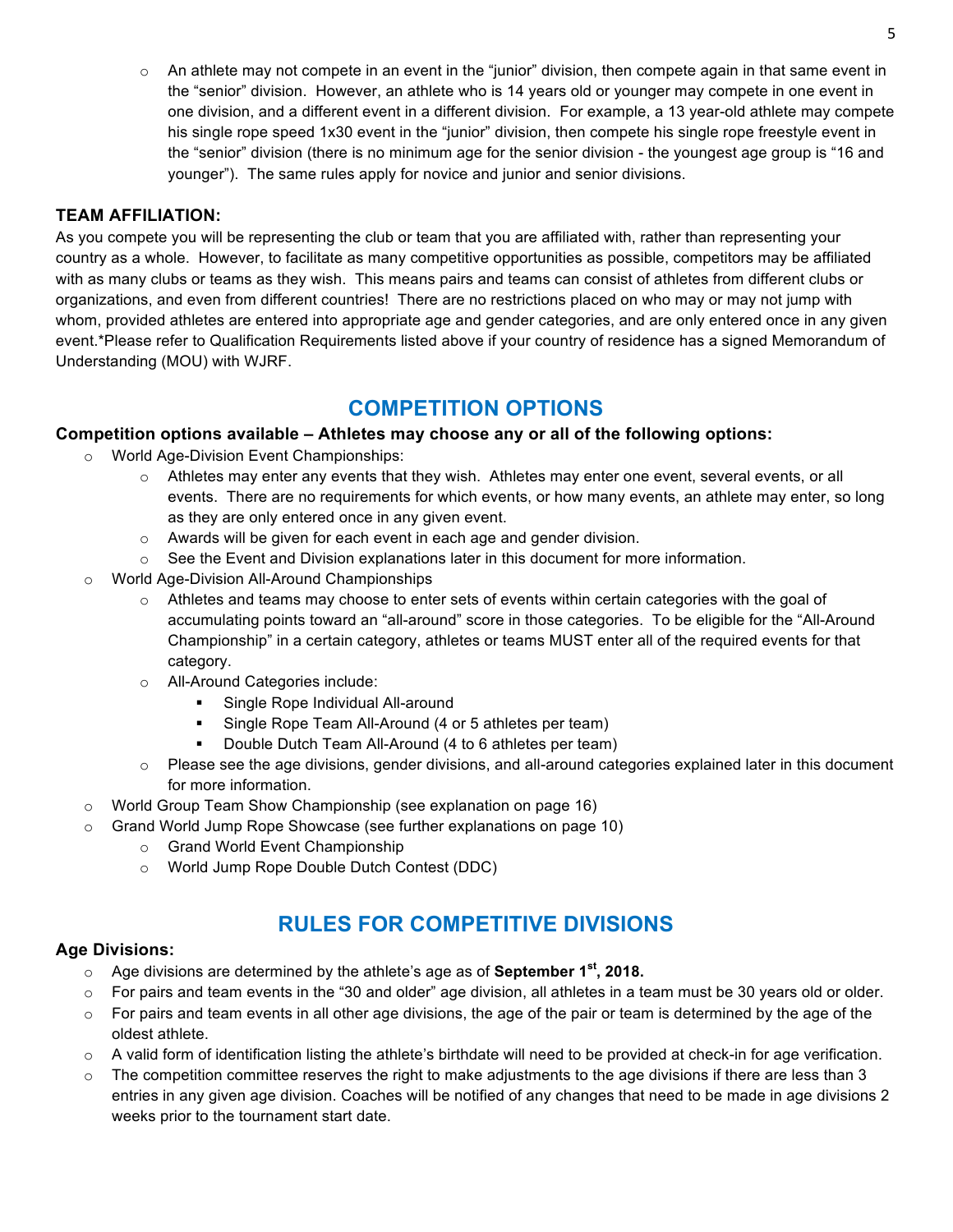- An athlete may not compete in an event in the "junior" division, then compete again in that same event in the "senior" division. However, an athlete who is 14 years old or younger may compete in one event in one division, and a different event in a different division. For example, a 13 year-old athlete may compete his single rope speed 1x30 event in the "junior" division, then compete his single rope freestyle event in the "senior" division (there is no minimum age for the senior division - the youngest age group is "16 and younger"). The same rules apply for novice and junior and senior divisions.

**TEAM AFFILIATION:**

As you compete you will be representing the club or team that you are affiliated with, rather than representing your country as a whole. However, to facilitate as many competitive opportunities as possible, competitors may be affiliated with as many clubs or teams as they wish. This means pairs and teams can consist of athletes from different clubs or organizations, and even from different countries! There are no restrictions placed on who may or may not jump with whom, provided athletes are entered into appropriate age and gender categories, and are only entered once in any given event.*Please refer to Qualification Requirements listed above if your country of residence has a signed Memorandum of Understanding (MOU) with WJRF.

## COMPETITION OPTIONS

**Competition options available – Athletes may choose any or all of the following options:**

- World Age-Division Event Championships:
  - Athletes may enter any events that they wish. Athletes may enter one event, several events, or all events. There are no requirements for which events, or how many events, an athlete may enter, so long as they are only entered once in any given event.
  - Awards will be given for each event in each age and gender division.
  - See the Event and Division explanations later in this document for more information.
- World Age-Division All-Around Championships
  - Athletes and teams may choose to enter sets of events within certain categories with the goal of accumulating points toward an "all-around" score in those categories. To be eligible for the "All-Around Championship" in a certain category, athletes or teams MUST enter all of the required events for that category.
  - All-Around Categories include:
    - Single Rope Individual All-around
    - Single Rope Team All-Around (4 or 5 athletes per team)
    - Double Dutch Team All-Around (4 to 6 athletes per team)
  - Please see the age divisions, gender divisions, and all-around categories explained later in this document for more information.
- World Group Team Show Championship (see explanation on page 16)
- Grand World Jump Rope Showcase (see further explanations on page 10)
  - Grand World Event Championship
  - World Jump Rope Double Dutch Contest (DDC)

## RULES FOR COMPETITIVE DIVISIONS

**Age Divisions:**

- Age divisions are determined by the athlete's age as of **September 1st, 2018.**
- For pairs and team events in the "30 and older" age division, all athletes in a team must be 30 years old or older.
- For pairs and team events in all other age divisions, the age of the pair or team is determined by the age of the oldest athlete.
- A valid form of identification listing the athlete's birthdate will need to be provided at check-in for age verification.
- The competition committee reserves the right to make adjustments to the age divisions if there are less than 3 entries in any given age division. Coaches will be notified of any changes that need to be made in age divisions 2 weeks prior to the tournament start date.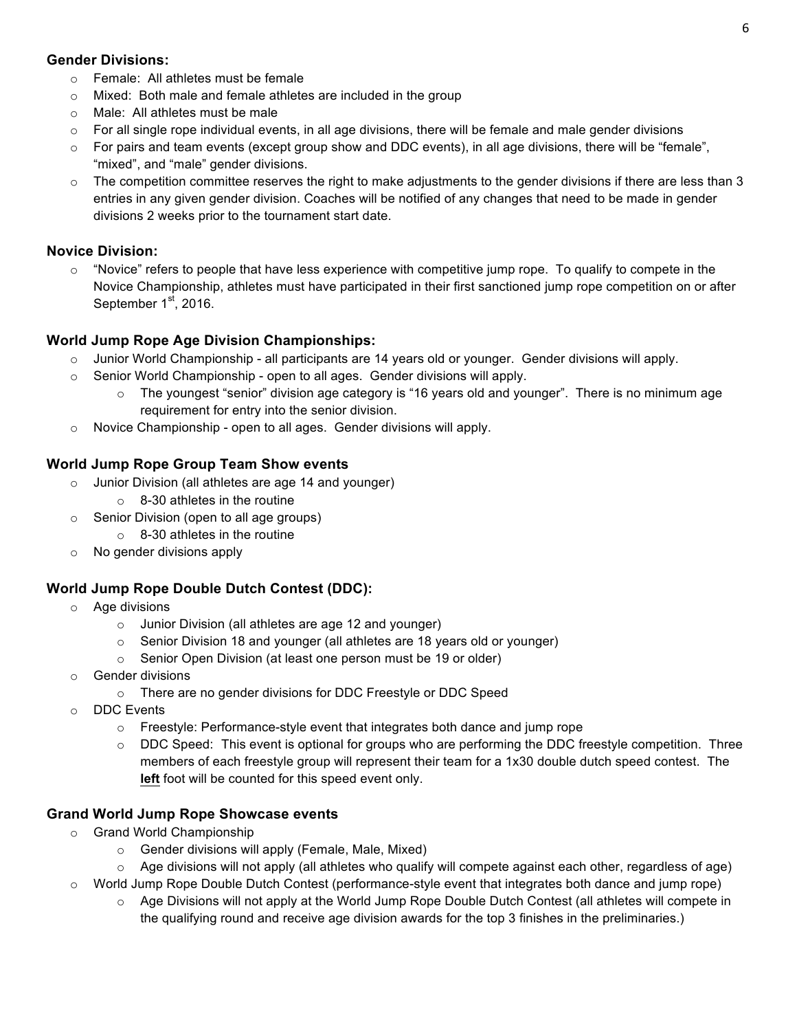**Gender Divisions:**

- Female: All athletes must be female
- Mixed: Both male and female athletes are included in the group
- Male: All athletes must be male
- For all single rope individual events, in all age divisions, there will be female and male gender divisions
- For pairs and team events (except group show and DDC events), in all age divisions, there will be "female", "mixed", and "male" gender divisions.
- The competition committee reserves the right to make adjustments to the gender divisions if there are less than 3 entries in any given gender division. Coaches will be notified of any changes that need to be made in gender divisions 2 weeks prior to the tournament start date.

**Novice Division:**

- "Novice" refers to people that have less experience with competitive jump rope. To qualify to compete in the Novice Championship, athletes must have participated in their first sanctioned jump rope competition on or after September 1st, 2016.

**World Jump Rope Age Division Championships:**

- Junior World Championship - all participants are 14 years old or younger. Gender divisions will apply.
- Senior World Championship - open to all ages. Gender divisions will apply.
  - The youngest "senior" division age category is "16 years old and younger". There is no minimum age requirement for entry into the senior division.
- Novice Championship - open to all ages. Gender divisions will apply.

**World Jump Rope Group Team Show events**

- Junior Division (all athletes are age 14 and younger)
  - 8-30 athletes in the routine
- Senior Division (open to all age groups)
  - 8-30 athletes in the routine
- No gender divisions apply

**World Jump Rope Double Dutch Contest (DDC):**

- Age divisions
  - Junior Division (all athletes are age 12 and younger)
  - Senior Division 18 and younger (all athletes are 18 years old or younger)
  - Senior Open Division (at least one person must be 19 or older)
- Gender divisions
  - There are no gender divisions for DDC Freestyle or DDC Speed
- DDC Events
  - Freestyle: Performance-style event that integrates both dance and jump rope
  - DDC Speed: This event is optional for groups who are performing the DDC freestyle competition. Three members of each freestyle group will represent their team for a 1x30 double dutch speed contest. The **left** foot will be counted for this speed event only.

**Grand World Jump Rope Showcase events**

- Grand World Championship
  - Gender divisions will apply (Female, Male, Mixed)
  - Age divisions will not apply (all athletes who qualify will compete against each other, regardless of age)
- World Jump Rope Double Dutch Contest (performance-style event that integrates both dance and jump rope)
  - Age Divisions will not apply at the World Jump Rope Double Dutch Contest (all athletes will compete in the qualifying round and receive age division awards for the top 3 finishes in the preliminaries.)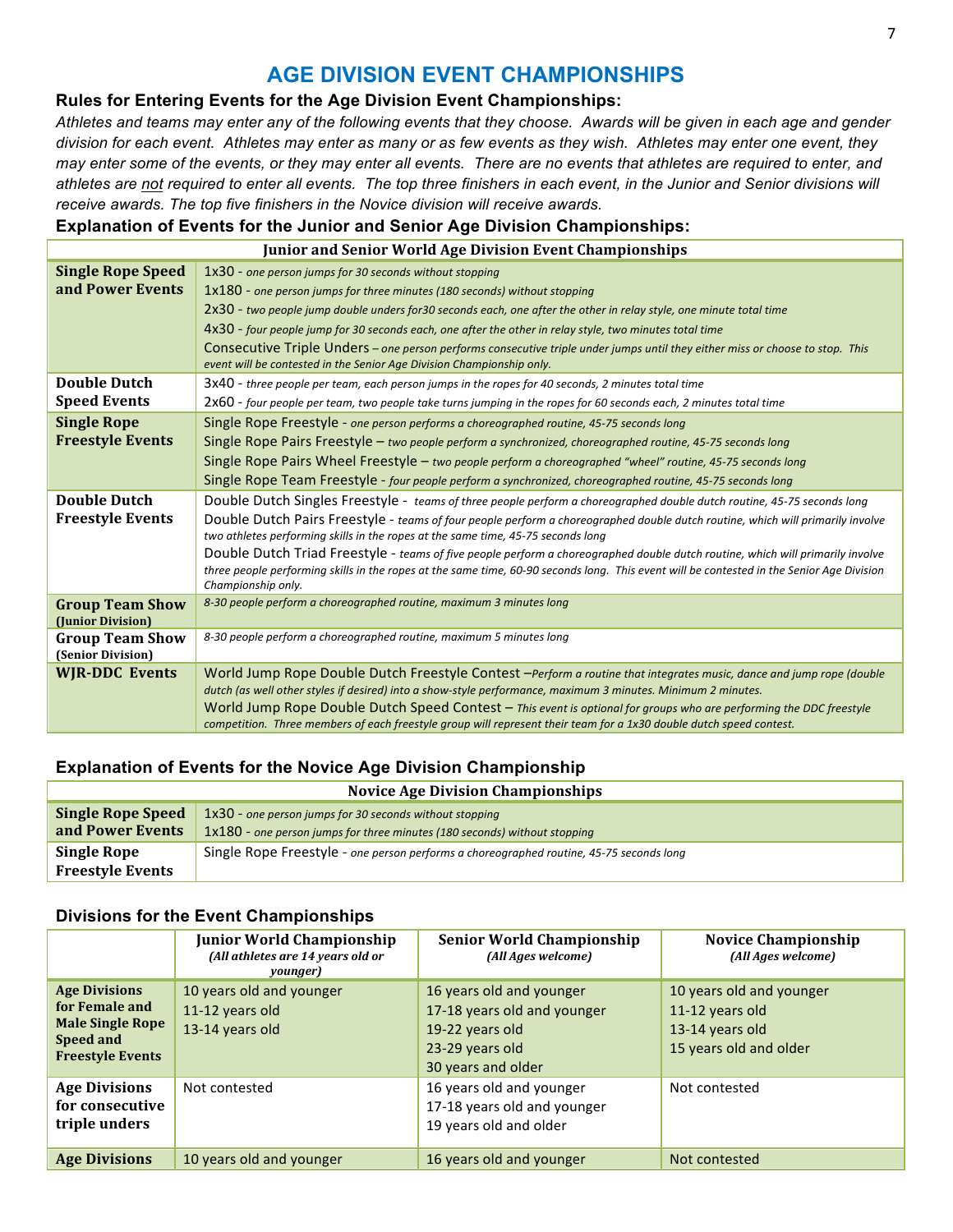# AGE DIVISION EVENT CHAMPIONSHIPS

### Rules for Entering Events for the Age Division Event Championships:

*Athletes and teams may enter any of the following events that they choose. Awards will be given in each age and gender division for each event. Athletes may enter as many or as few events as they wish. Athletes may enter one event, they may enter some of the events, or they may enter all events. There are no events that athletes are required to enter, and athletes are not required to enter all events. The top three finishers in each event, in the Junior and Senior divisions will receive awards. The top five finishers in the Novice division will receive awards.*

### Explanation of Events for the Junior and Senior Age Division Championships:

| Junior and Senior World Age Division Event Championships | |
|---|---|
| **Single Rope Speed and Power Events** | 1x30 - *one person jumps for 30 seconds without stopping*<br>1x180 - *one person jumps for three minutes (180 seconds) without stopping*<br>2x30 - *two people jump double unders for30 seconds each, one after the other in relay style, one minute total time*<br>4x30 - *four people jump for 30 seconds each, one after the other in relay style, two minutes total time*<br>Consecutive Triple Unders – *one person performs consecutive triple under jumps until they either miss or choose to stop. This event will be contested in the Senior Age Division Championship only.* |
| **Double Dutch Speed Events** | 3x40 - *three people per team, each person jumps in the ropes for 40 seconds, 2 minutes total time*<br>2x60 - *four people per team, two people take turns jumping in the ropes for 60 seconds each, 2 minutes total time* |
| **Single Rope Freestyle Events** | Single Rope Freestyle - *one person performs a choreographed routine, 45-75 seconds long*<br>Single Rope Pairs Freestyle – *two people perform a synchronized, choreographed routine, 45-75 seconds long*<br>Single Rope Pairs Wheel Freestyle – *two people perform a choreographed "wheel" routine, 45-75 seconds long*<br>Single Rope Team Freestyle - *four people perform a synchronized, choreographed routine, 45-75 seconds long* |
| **Double Dutch Freestyle Events** | Double Dutch Singles Freestyle - *teams of three people perform a choreographed double dutch routine, 45-75 seconds long*<br>Double Dutch Pairs Freestyle - *teams of four people perform a choreographed double dutch routine, which will primarily involve two athletes performing skills in the ropes at the same time, 45-75 seconds long*<br>Double Dutch Triad Freestyle - *teams of five people perform a choreographed double dutch routine, which will primarily involve three people performing skills in the ropes at the same time, 60-90 seconds long. This event will be contested in the Senior Age Division Championship only.* |
| **Group Team Show (Junior Division)** | *8-30 people perform a choreographed routine, maximum 3 minutes long* |
| **Group Team Show (Senior Division)** | *8-30 people perform a choreographed routine, maximum 5 minutes long* |
| **WJR-DDC Events** | World Jump Rope Double Dutch Freestyle Contest –*Perform a routine that integrates music, dance and jump rope (double dutch (as well other styles if desired) into a show-style performance, maximum 3 minutes. Minimum 2 minutes.*<br>World Jump Rope Double Dutch Speed Contest – *This event is optional for groups who are performing the DDC freestyle competition. Three members of each freestyle group will represent their team for a 1x30 double dutch speed contest.* |

### Explanation of Events for the Novice Age Division Championship

| Novice Age Division Championships | |
|---|---|
| **Single Rope Speed and Power Events** | 1x30 - *one person jumps for 30 seconds without stopping*<br>1x180 - *one person jumps for three minutes (180 seconds) without stopping* |
| **Single Rope Freestyle Events** | Single Rope Freestyle - *one person performs a choreographed routine, 45-75 seconds long* |

### Divisions for the Event Championships

| | Junior World Championship *(All athletes are 14 years old or younger)* | Senior World Championship *(All Ages welcome)* | Novice Championship *(All Ages welcome)* |
|---|---|---|---|
| **Age Divisions for Female and Male Single Rope Speed and Freestyle Events** | 10 years old and younger<br>11-12 years old<br>13-14 years old | 16 years old and younger<br>17-18 years old and younger<br>19-22 years old<br>23-29 years old<br>30 years and older | 10 years old and younger<br>11-12 years old<br>13-14 years old<br>15 years old and older |
| **Age Divisions for consecutive triple unders** | Not contested | 16 years old and younger<br>17-18 years old and younger<br>19 years old and older | Not contested |
| **Age Divisions** | 10 years old and younger | 16 years old and younger | Not contested |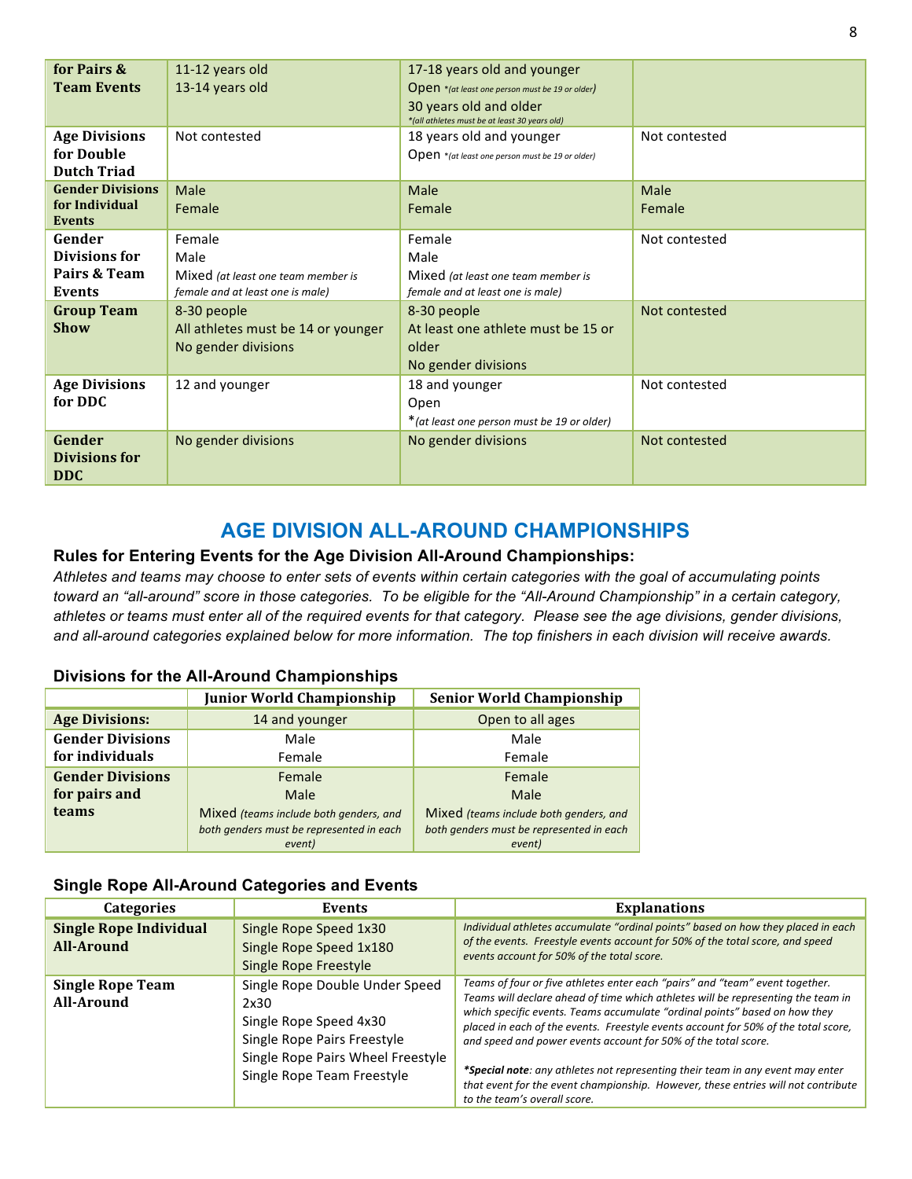| | | | |
|---|---|---|---|
| **for Pairs & Team Events** | 11-12 years old<br>13-14 years old | 17-18 years old and younger<br>Open *(at least one person must be 19 or older)*<br>30 years old and older<br>*(all athletes must be at least 30 years old)* | |
| **Age Divisions for Double Dutch Triad** | Not contested | 18 years old and younger<br>Open *(at least one person must be 19 or older)* | Not contested |
| **Gender Divisions for Individual Events** | Male<br>Female | Male<br>Female | Male<br>Female |
| **Gender Divisions for Pairs & Team Events** | Female<br>Male<br>Mixed *(at least one team member is female and at least one is male)* | Female<br>Male<br>Mixed *(at least one team member is female and at least one is male)* | Not contested |
| **Group Team Show** | 8-30 people<br>All athletes must be 14 or younger<br>No gender divisions | 8-30 people<br>At least one athlete must be 15 or older<br>No gender divisions | Not contested |
| **Age Divisions for DDC** | 12 and younger | 18 and younger<br>Open<br>*(at least one person must be 19 or older)* | Not contested |
| **Gender Divisions for DDC** | No gender divisions | No gender divisions | Not contested |

## AGE DIVISION ALL-AROUND CHAMPIONSHIPS

### Rules for Entering Events for the Age Division All-Around Championships:

*Athletes and teams may choose to enter sets of events within certain categories with the goal of accumulating points toward an "all-around" score in those categories. To be eligible for the "All-Around Championship" in a certain category, athletes or teams must enter all of the required events for that category. Please see the age divisions, gender divisions, and all-around categories explained below for more information. The top finishers in each division will receive awards.*

### Divisions for the All-Around Championships

| | Junior World Championship | Senior World Championship |
|---|---|---|
| **Age Divisions:** | 14 and younger | Open to all ages |
| **Gender Divisions for individuals** | Male<br>Female | Male<br>Female |
| **Gender Divisions for pairs and teams** | Female<br>Male<br>Mixed *(teams include both genders, and both genders must be represented in each event)* | Female<br>Male<br>Mixed *(teams include both genders, and both genders must be represented in each event)* |

### Single Rope All-Around Categories and Events

| Categories | Events | Explanations |
|---|---|---|
| **Single Rope Individual All-Around** | Single Rope Speed 1x30<br>Single Rope Speed 1x180<br>Single Rope Freestyle | *Individual athletes accumulate "ordinal points" based on how they placed in each of the events. Freestyle events account for 50% of the total score, and speed events account for 50% of the total score.* |
| **Single Rope Team All-Around** | Single Rope Double Under Speed 2x30<br>Single Rope Speed 4x30<br>Single Rope Pairs Freestyle<br>Single Rope Pairs Wheel Freestyle<br>Single Rope Team Freestyle | *Teams of four or five athletes enter each "pairs" and "team" event together. Teams will declare ahead of time which athletes will be representing the team in which specific events. Teams accumulate "ordinal points" based on how they placed in each of the events. Freestyle events account for 50% of the total score, and speed and power events account for 50% of the total score.*<br><br>***Special note**: any athletes not representing their team in any event may enter that event for the event championship. However, these entries will not contribute to the team's overall score.* |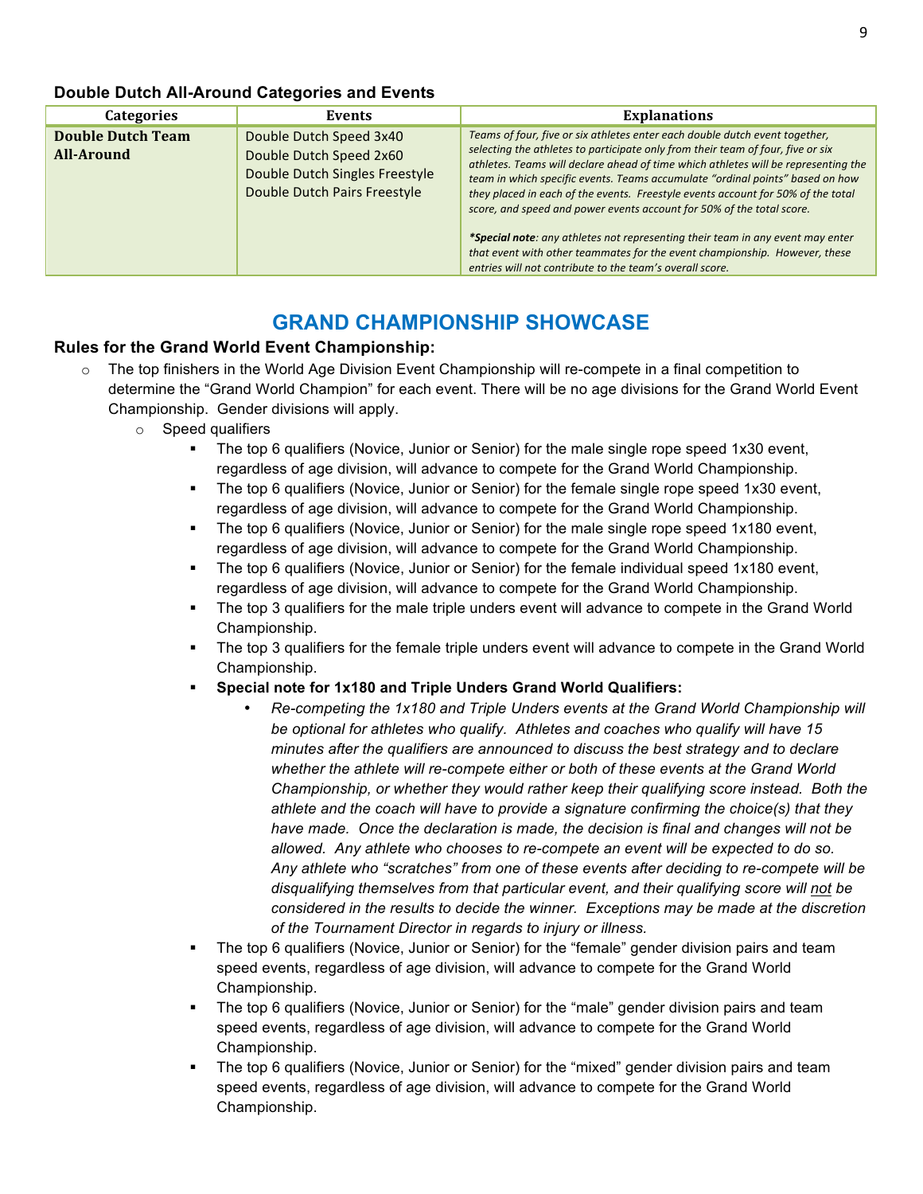**Double Dutch All-Around Categories and Events**

| Categories | Events | Explanations |
|---|---|---|
| **Double Dutch Team All-Around** | Double Dutch Speed 3x40<br>Double Dutch Speed 2x60<br>Double Dutch Singles Freestyle<br>Double Dutch Pairs Freestyle | *Teams of four, five or six athletes enter each double dutch event together, selecting the athletes to participate only from their team of four, five or six athletes. Teams will declare ahead of time which athletes will be representing the team in which specific events. Teams accumulate "ordinal points" based on how they placed in each of the events. Freestyle events account for 50% of the total score, and speed and power events account for 50% of the total score.*<br><br>***Special note**: any athletes not representing their team in any event may enter that event with other teammates for the event championship. However, these entries will not contribute to the team's overall score.* |

## GRAND CHAMPIONSHIP SHOWCASE

### Rules for the Grand World Event Championship:

- The top finishers in the World Age Division Event Championship will re-compete in a final competition to determine the "Grand World Champion" for each event. There will be no age divisions for the Grand World Event Championship. Gender divisions will apply.
  - Speed qualifiers
    - The top 6 qualifiers (Novice, Junior or Senior) for the male single rope speed 1x30 event, regardless of age division, will advance to compete for the Grand World Championship.
    - The top 6 qualifiers (Novice, Junior or Senior) for the female single rope speed 1x30 event, regardless of age division, will advance to compete for the Grand World Championship.
    - The top 6 qualifiers (Novice, Junior or Senior) for the male single rope speed 1x180 event, regardless of age division, will advance to compete for the Grand World Championship.
    - The top 6 qualifiers (Novice, Junior or Senior) for the female individual speed 1x180 event, regardless of age division, will advance to compete for the Grand World Championship.
    - The top 3 qualifiers for the male triple unders event will advance to compete in the Grand World Championship.
    - The top 3 qualifiers for the female triple unders event will advance to compete in the Grand World Championship.
    - **Special note for 1x180 and Triple Unders Grand World Qualifiers:**
      - *Re-competing the 1x180 and Triple Unders events at the Grand World Championship will be optional for athletes who qualify. Athletes and coaches who qualify will have 15 minutes after the qualifiers are announced to discuss the best strategy and to declare whether the athlete will re-compete either or both of these events at the Grand World Championship, or whether they would rather keep their qualifying score instead. Both the athlete and the coach will have to provide a signature confirming the choice(s) that they have made. Once the declaration is made, the decision is final and changes will not be allowed. Any athlete who chooses to re-compete an event will be expected to do so. Any athlete who "scratches" from one of these events after deciding to re-compete will be disqualifying themselves from that particular event, and their qualifying score will not be considered in the results to decide the winner. Exceptions may be made at the discretion of the Tournament Director in regards to injury or illness.*
    - The top 6 qualifiers (Novice, Junior or Senior) for the "female" gender division pairs and team speed events, regardless of age division, will advance to compete for the Grand World Championship.
    - The top 6 qualifiers (Novice, Junior or Senior) for the "male" gender division pairs and team speed events, regardless of age division, will advance to compete for the Grand World Championship.
    - The top 6 qualifiers (Novice, Junior or Senior) for the "mixed" gender division pairs and team speed events, regardless of age division, will advance to compete for the Grand World Championship.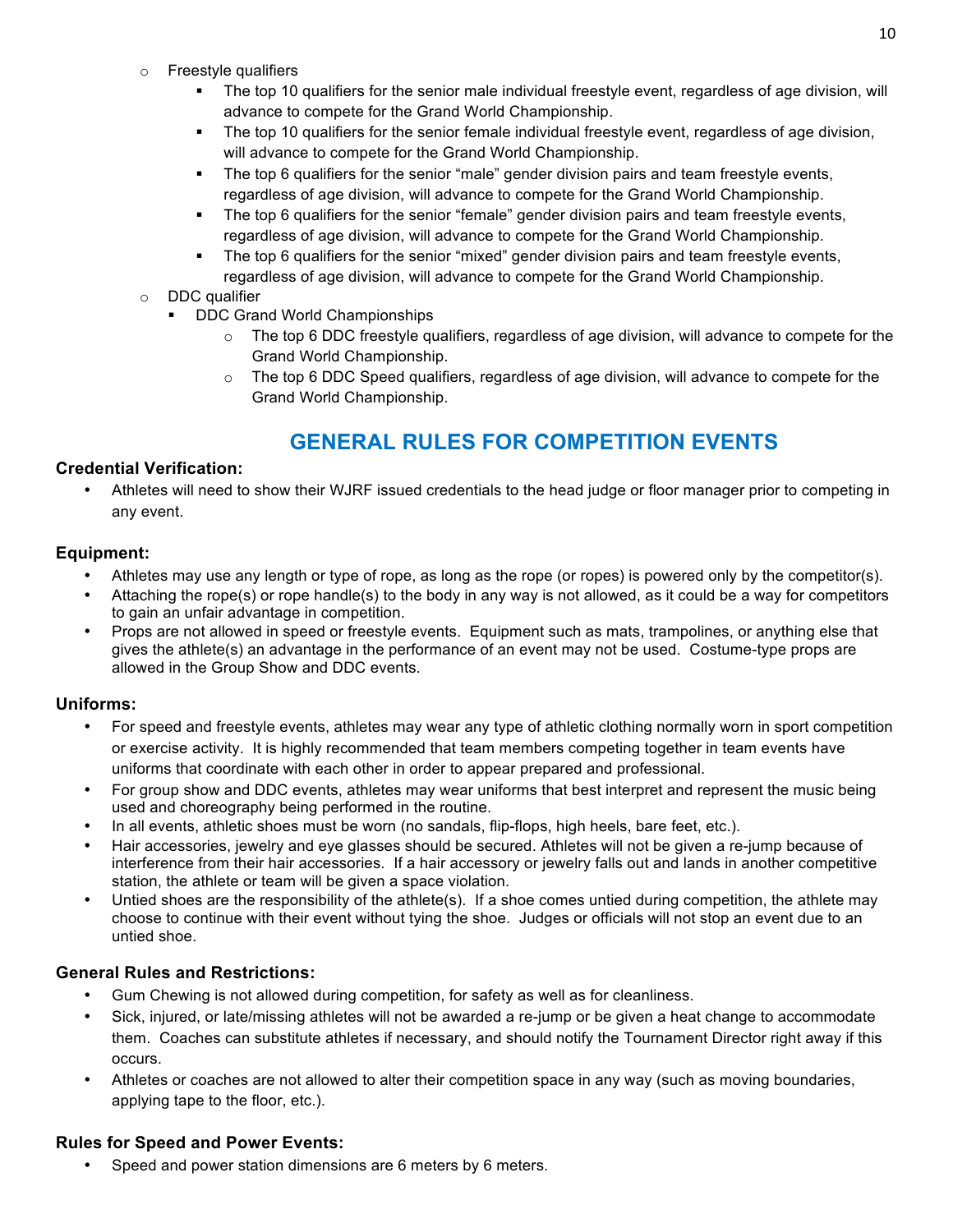- Freestyle qualifiers
    - The top 10 qualifiers for the senior male individual freestyle event, regardless of age division, will advance to compete for the Grand World Championship.
    - The top 10 qualifiers for the senior female individual freestyle event, regardless of age division, will advance to compete for the Grand World Championship.
    - The top 6 qualifiers for the senior "male" gender division pairs and team freestyle events, regardless of age division, will advance to compete for the Grand World Championship.
    - The top 6 qualifiers for the senior "female" gender division pairs and team freestyle events, regardless of age division, will advance to compete for the Grand World Championship.
    - The top 6 qualifiers for the senior "mixed" gender division pairs and team freestyle events, regardless of age division, will advance to compete for the Grand World Championship.
- DDC qualifier
    - DDC Grand World Championships
        - The top 6 DDC freestyle qualifiers, regardless of age division, will advance to compete for the Grand World Championship.
        - The top 6 DDC Speed qualifiers, regardless of age division, will advance to compete for the Grand World Championship.

## GENERAL RULES FOR COMPETITION EVENTS

### Credential Verification:

- Athletes will need to show their WJRF issued credentials to the head judge or floor manager prior to competing in any event.

### Equipment:

- Athletes may use any length or type of rope, as long as the rope (or ropes) is powered only by the competitor(s).
- Attaching the rope(s) or rope handle(s) to the body in any way is not allowed, as it could be a way for competitors to gain an unfair advantage in competition.
- Props are not allowed in speed or freestyle events. Equipment such as mats, trampolines, or anything else that gives the athlete(s) an advantage in the performance of an event may not be used. Costume-type props are allowed in the Group Show and DDC events.

### Uniforms:

- For speed and freestyle events, athletes may wear any type of athletic clothing normally worn in sport competition or exercise activity. It is highly recommended that team members competing together in team events have uniforms that coordinate with each other in order to appear prepared and professional.
- For group show and DDC events, athletes may wear uniforms that best interpret and represent the music being used and choreography being performed in the routine.
- In all events, athletic shoes must be worn (no sandals, flip-flops, high heels, bare feet, etc.).
- Hair accessories, jewelry and eye glasses should be secured. Athletes will not be given a re-jump because of interference from their hair accessories. If a hair accessory or jewelry falls out and lands in another competitive station, the athlete or team will be given a space violation.
- Untied shoes are the responsibility of the athlete(s). If a shoe comes untied during competition, the athlete may choose to continue with their event without tying the shoe. Judges or officials will not stop an event due to an untied shoe.

### General Rules and Restrictions:

- Gum Chewing is not allowed during competition, for safety as well as for cleanliness.
- Sick, injured, or late/missing athletes will not be awarded a re-jump or be given a heat change to accommodate them. Coaches can substitute athletes if necessary, and should notify the Tournament Director right away if this occurs.
- Athletes or coaches are not allowed to alter their competition space in any way (such as moving boundaries, applying tape to the floor, etc.).

### Rules for Speed and Power Events:

- Speed and power station dimensions are 6 meters by 6 meters.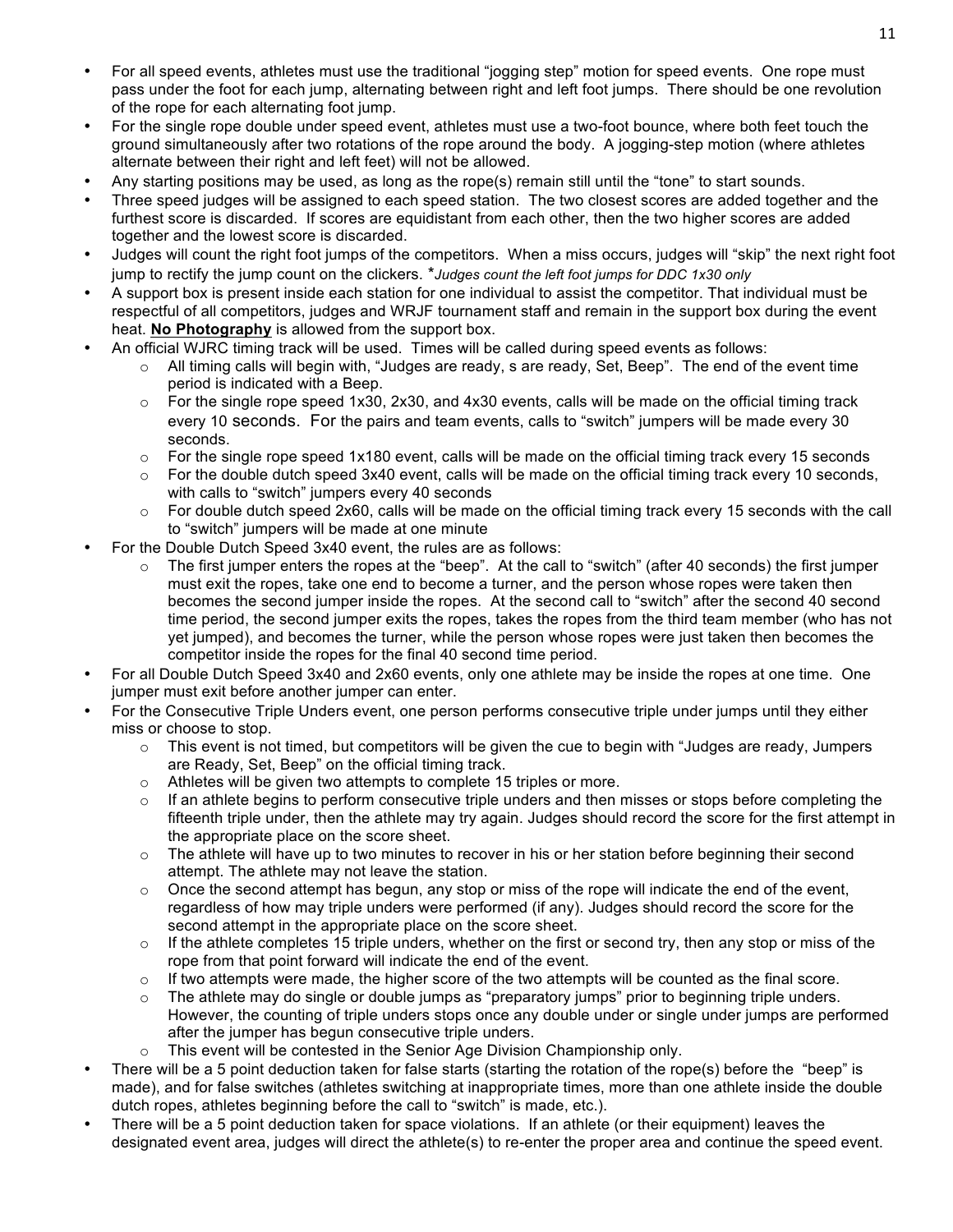- For all speed events, athletes must use the traditional "jogging step" motion for speed events. One rope must pass under the foot for each jump, alternating between right and left foot jumps. There should be one revolution of the rope for each alternating foot jump.
- For the single rope double under speed event, athletes must use a two-foot bounce, where both feet touch the ground simultaneously after two rotations of the rope around the body. A jogging-step motion (where athletes alternate between their right and left feet) will not be allowed.
- Any starting positions may be used, as long as the rope(s) remain still until the "tone" to start sounds.
- Three speed judges will be assigned to each speed station. The two closest scores are added together and the furthest score is discarded. If scores are equidistant from each other, then the two higher scores are added together and the lowest score is discarded.
- Judges will count the right foot jumps of the competitors. When a miss occurs, judges will "skip" the next right foot jump to rectify the jump count on the clickers. **Judges count the left foot jumps for DDC 1x30 only*
- A support box is present inside each station for one individual to assist the competitor. That individual must be respectful of all competitors, judges and WRJF tournament staff and remain in the support box during the event heat. **No Photography** is allowed from the support box.
- An official WJRC timing track will be used. Times will be called during speed events as follows:
  - All timing calls will begin with, "Judges are ready, s are ready, Set, Beep". The end of the event time period is indicated with a Beep.
  - For the single rope speed 1x30, 2x30, and 4x30 events, calls will be made on the official timing track every 10 seconds. For the pairs and team events, calls to "switch" jumpers will be made every 30 seconds.
  - For the single rope speed 1x180 event, calls will be made on the official timing track every 15 seconds
  - For the double dutch speed 3x40 event, calls will be made on the official timing track every 10 seconds, with calls to "switch" jumpers every 40 seconds
  - For double dutch speed 2x60, calls will be made on the official timing track every 15 seconds with the call to "switch" jumpers will be made at one minute
- For the Double Dutch Speed 3x40 event, the rules are as follows:
  - The first jumper enters the ropes at the "beep". At the call to "switch" (after 40 seconds) the first jumper must exit the ropes, take one end to become a turner, and the person whose ropes were taken then becomes the second jumper inside the ropes. At the second call to "switch" after the second 40 second time period, the second jumper exits the ropes, takes the ropes from the third team member (who has not yet jumped), and becomes the turner, while the person whose ropes were just taken then becomes the competitor inside the ropes for the final 40 second time period.
- For all Double Dutch Speed 3x40 and 2x60 events, only one athlete may be inside the ropes at one time. One jumper must exit before another jumper can enter.
- For the Consecutive Triple Unders event, one person performs consecutive triple under jumps until they either miss or choose to stop.
  - This event is not timed, but competitors will be given the cue to begin with "Judges are ready, Jumpers are Ready, Set, Beep" on the official timing track.
  - Athletes will be given two attempts to complete 15 triples or more.
  - If an athlete begins to perform consecutive triple unders and then misses or stops before completing the fifteenth triple under, then the athlete may try again. Judges should record the score for the first attempt in the appropriate place on the score sheet.
  - The athlete will have up to two minutes to recover in his or her station before beginning their second attempt. The athlete may not leave the station.
  - Once the second attempt has begun, any stop or miss of the rope will indicate the end of the event, regardless of how may triple unders were performed (if any). Judges should record the score for the second attempt in the appropriate place on the score sheet.
  - If the athlete completes 15 triple unders, whether on the first or second try, then any stop or miss of the rope from that point forward will indicate the end of the event.
  - If two attempts were made, the higher score of the two attempts will be counted as the final score.
  - The athlete may do single or double jumps as "preparatory jumps" prior to beginning triple unders. However, the counting of triple unders stops once any double under or single under jumps are performed after the jumper has begun consecutive triple unders.
  - This event will be contested in the Senior Age Division Championship only.
- There will be a 5 point deduction taken for false starts (starting the rotation of the rope(s) before the "beep" is made), and for false switches (athletes switching at inappropriate times, more than one athlete inside the double dutch ropes, athletes beginning before the call to "switch" is made, etc.).
- There will be a 5 point deduction taken for space violations. If an athlete (or their equipment) leaves the designated event area, judges will direct the athlete(s) to re-enter the proper area and continue the speed event.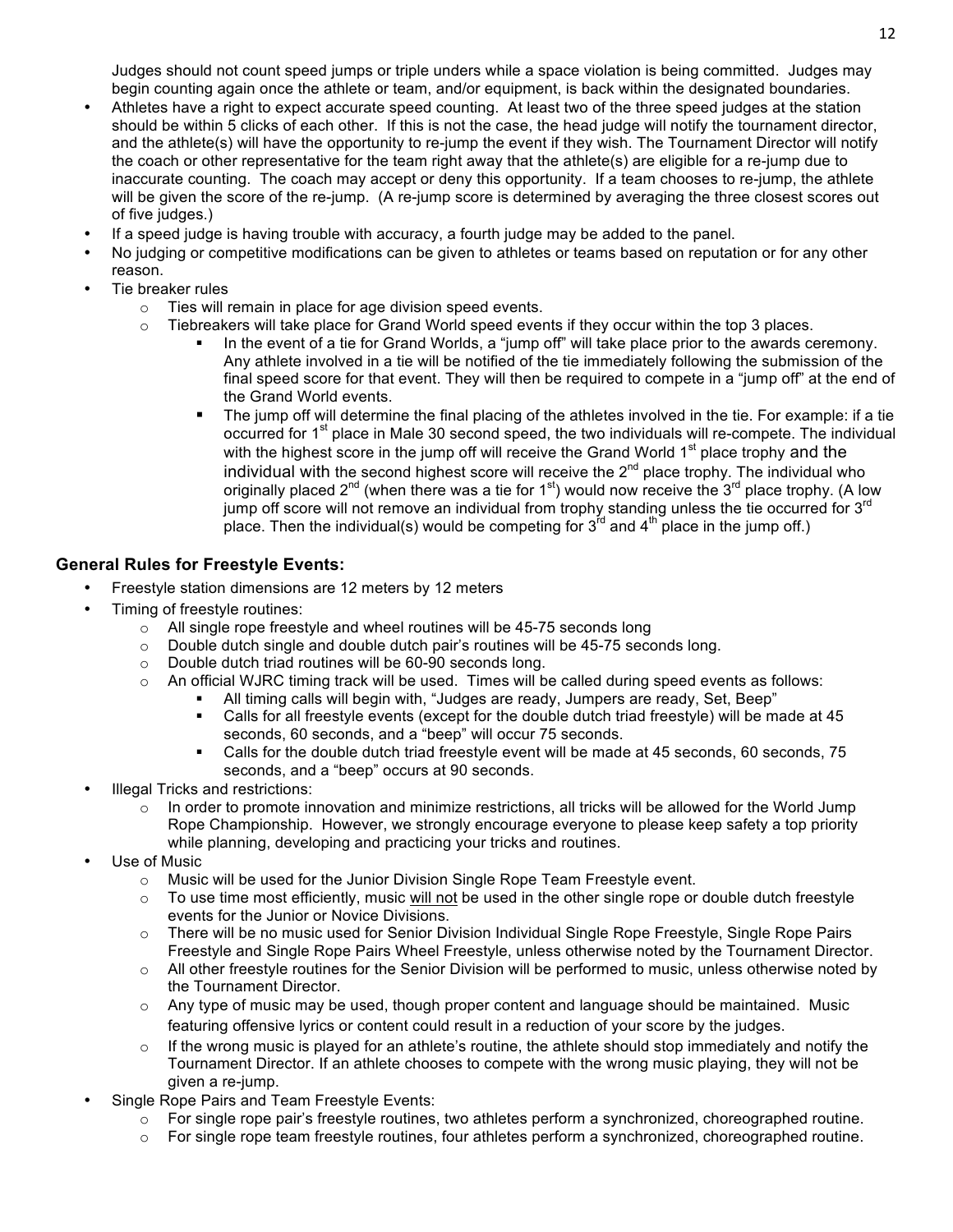Judges should not count speed jumps or triple unders while a space violation is being committed. Judges may begin counting again once the athlete or team, and/or equipment, is back within the designated boundaries.

- Athletes have a right to expect accurate speed counting. At least two of the three speed judges at the station should be within 5 clicks of each other. If this is not the case, the head judge will notify the tournament director, and the athlete(s) will have the opportunity to re-jump the event if they wish. The Tournament Director will notify the coach or other representative for the team right away that the athlete(s) are eligible for a re-jump due to inaccurate counting. The coach may accept or deny this opportunity. If a team chooses to re-jump, the athlete will be given the score of the re-jump. (A re-jump score is determined by averaging the three closest scores out of five judges.)
- If a speed judge is having trouble with accuracy, a fourth judge may be added to the panel.
- No judging or competitive modifications can be given to athletes or teams based on reputation or for any other reason.
- Tie breaker rules
  - Ties will remain in place for age division speed events.
  - Tiebreakers will take place for Grand World speed events if they occur within the top 3 places.
    - In the event of a tie for Grand Worlds, a "jump off" will take place prior to the awards ceremony. Any athlete involved in a tie will be notified of the tie immediately following the submission of the final speed score for that event. They will then be required to compete in a "jump off" at the end of the Grand World events.
    - The jump off will determine the final placing of the athletes involved in the tie. For example: if a tie occurred for 1st place in Male 30 second speed, the two individuals will re-compete. The individual with the highest score in the jump off will receive the Grand World 1st place trophy and the individual with the second highest score will receive the 2nd place trophy. The individual who originally placed 2nd (when there was a tie for 1st) would now receive the 3rd place trophy. (A low jump off score will not remove an individual from trophy standing unless the tie occurred for 3rd place. Then the individual(s) would be competing for 3rd and 4th place in the jump off.)

## General Rules for Freestyle Events:

- Freestyle station dimensions are 12 meters by 12 meters
- Timing of freestyle routines:
  - All single rope freestyle and wheel routines will be 45-75 seconds long
  - Double dutch single and double dutch pair's routines will be 45-75 seconds long.
  - Double dutch triad routines will be 60-90 seconds long.
  - An official WJRC timing track will be used. Times will be called during speed events as follows:
    - All timing calls will begin with, "Judges are ready, Jumpers are ready, Set, Beep"
    - Calls for all freestyle events (except for the double dutch triad freestyle) will be made at 45 seconds, 60 seconds, and a "beep" will occur 75 seconds.
    - Calls for the double dutch triad freestyle event will be made at 45 seconds, 60 seconds, 75 seconds, and a "beep" occurs at 90 seconds.
- Illegal Tricks and restrictions:
  - In order to promote innovation and minimize restrictions, all tricks will be allowed for the World Jump Rope Championship. However, we strongly encourage everyone to please keep safety a top priority while planning, developing and practicing your tricks and routines.
- Use of Music
  - Music will be used for the Junior Division Single Rope Team Freestyle event.
  - To use time most efficiently, music <u>will not</u> be used in the other single rope or double dutch freestyle events for the Junior or Novice Divisions.
  - There will be no music used for Senior Division Individual Single Rope Freestyle, Single Rope Pairs Freestyle and Single Rope Pairs Wheel Freestyle, unless otherwise noted by the Tournament Director.
  - All other freestyle routines for the Senior Division will be performed to music, unless otherwise noted by the Tournament Director.
  - Any type of music may be used, though proper content and language should be maintained. Music featuring offensive lyrics or content could result in a reduction of your score by the judges.
  - If the wrong music is played for an athlete's routine, the athlete should stop immediately and notify the Tournament Director. If an athlete chooses to compete with the wrong music playing, they will not be given a re-jump.
- Single Rope Pairs and Team Freestyle Events:
  - For single rope pair's freestyle routines, two athletes perform a synchronized, choreographed routine.
  - For single rope team freestyle routines, four athletes perform a synchronized, choreographed routine.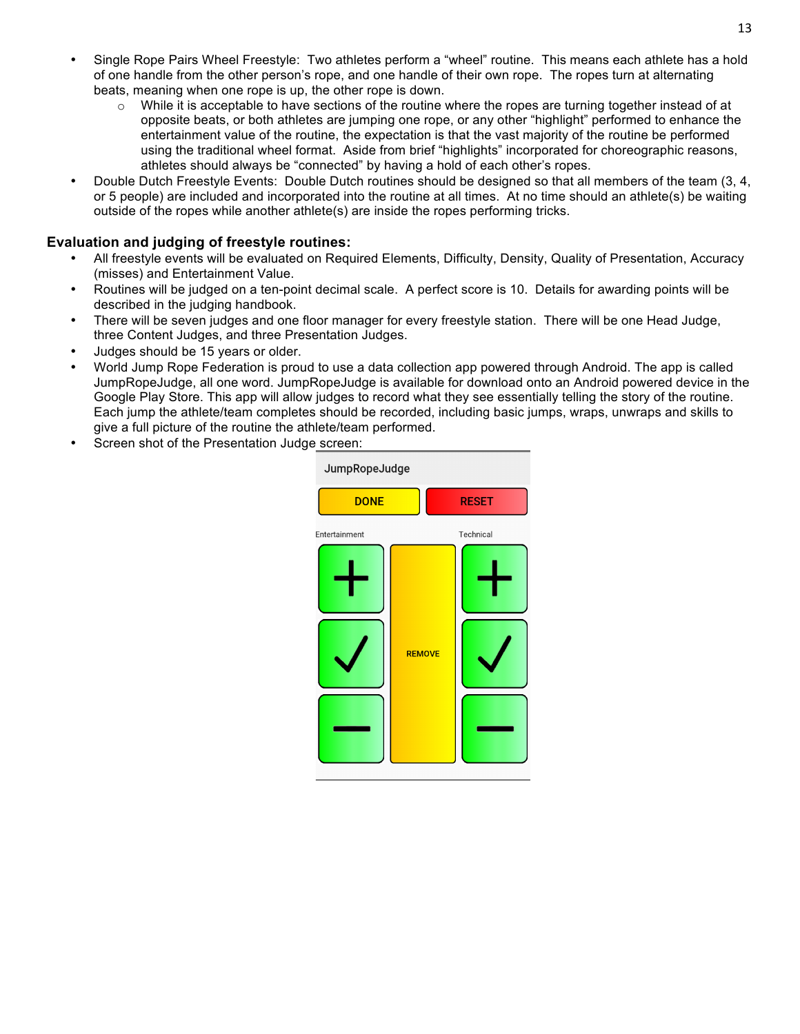- Single Rope Pairs Wheel Freestyle: Two athletes perform a "wheel" routine. This means each athlete has a hold of one handle from the other person's rope, and one handle of their own rope. The ropes turn at alternating beats, meaning when one rope is up, the other rope is down.
    - While it is acceptable to have sections of the routine where the ropes are turning together instead of at opposite beats, or both athletes are jumping one rope, or any other "highlight" performed to enhance the entertainment value of the routine, the expectation is that the vast majority of the routine be performed using the traditional wheel format. Aside from brief "highlights" incorporated for choreographic reasons, athletes should always be "connected" by having a hold of each other's ropes.
- Double Dutch Freestyle Events: Double Dutch routines should be designed so that all members of the team (3, 4, or 5 people) are included and incorporated into the routine at all times. At no time should an athlete(s) be waiting outside of the ropes while another athlete(s) are inside the ropes performing tricks.

### Evaluation and judging of freestyle routines:

- All freestyle events will be evaluated on Required Elements, Difficulty, Density, Quality of Presentation, Accuracy (misses) and Entertainment Value.
- Routines will be judged on a ten-point decimal scale. A perfect score is 10. Details for awarding points will be described in the judging handbook.
- There will be seven judges and one floor manager for every freestyle station. There will be one Head Judge, three Content Judges, and three Presentation Judges.
- Judges should be 15 years or older.
- World Jump Rope Federation is proud to use a data collection app powered through Android. The app is called JumpRopeJudge, all one word. JumpRopeJudge is available for download onto an Android powered device in the Google Play Store. This app will allow judges to record what they see essentially telling the story of the routine. Each jump the athlete/team completes should be recorded, including basic jumps, wraps, unwraps and skills to give a full picture of the routine the athlete/team performed.
- Screen shot of the Presentation Judge screen:

JumpRopeJudge

DONE RESET

Entertainment Technical

REMOVE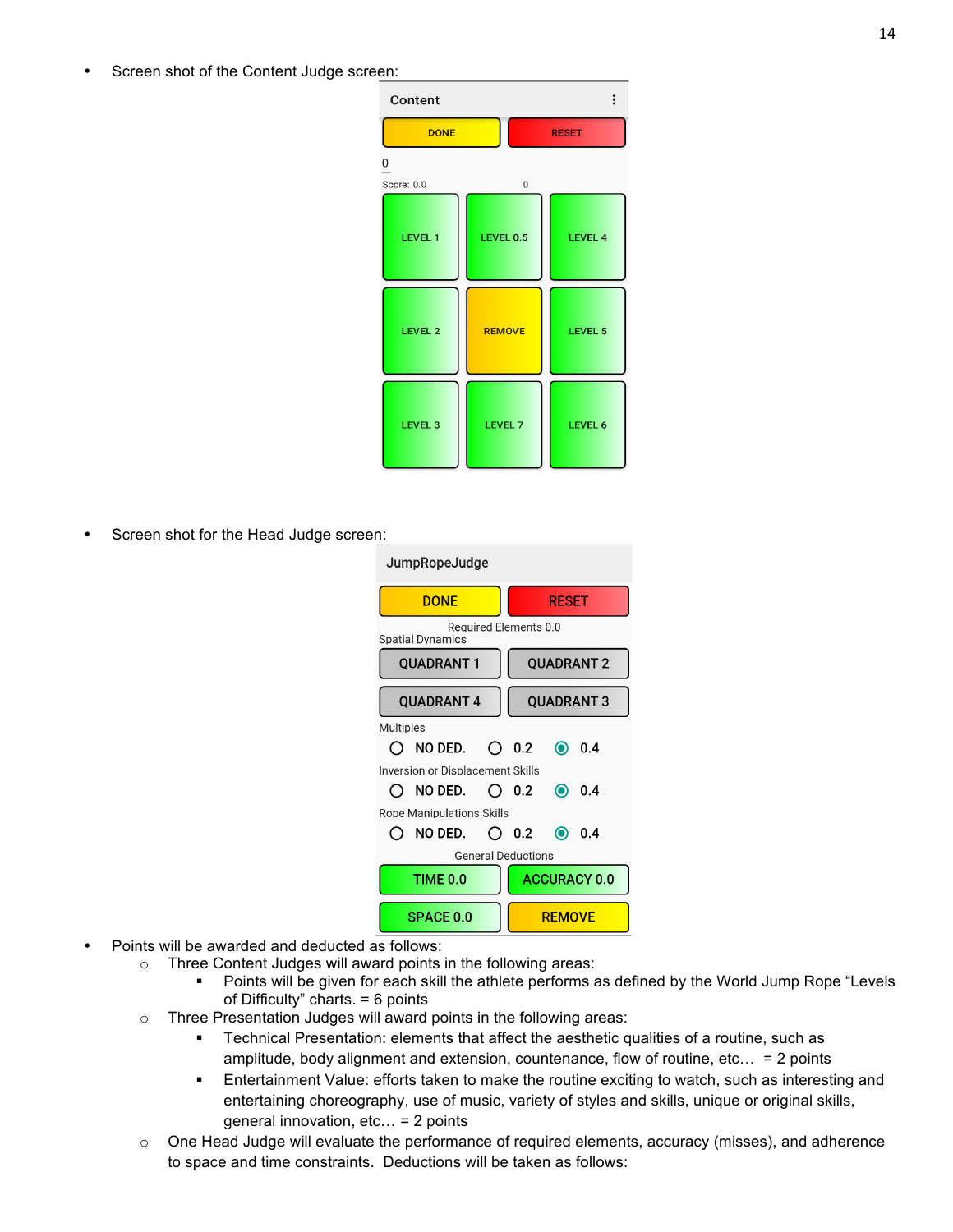- Screen shot of the Content Judge screen:

Content

DONE | RESET

0

Score: 0.0 0

| LEVEL 1 | LEVEL 0.5 | LEVEL 4 |
|---|---|---|
| LEVEL 2 | REMOVE | LEVEL 5 |
| LEVEL 3 | LEVEL 7 | LEVEL 6 |

- Screen shot for the Head Judge screen:

JumpRopeJudge

DONE | RESET

Required Elements 0.0

Spatial Dynamics

| QUADRANT 1 | QUADRANT 2 |
|---|---|
| QUADRANT 4 | QUADRANT 3 |

Multiples

NO DED. 0.2 0.4

Inversion or Displacement Skills

NO DED. 0.2 0.4

Rope Manipulations Skills

NO DED. 0.2 0.4

General Deductions

| TIME 0.0 | ACCURACY 0.0 |
|---|---|
| SPACE 0.0 | REMOVE |

- Points will be awarded and deducted as follows:
  - Three Content Judges will award points in the following areas:
    - Points will be given for each skill the athlete performs as defined by the World Jump Rope "Levels of Difficulty" charts. = 6 points
  - Three Presentation Judges will award points in the following areas:
    - Technical Presentation: elements that affect the aesthetic qualities of a routine, such as amplitude, body alignment and extension, countenance, flow of routine, etc… = 2 points
    - Entertainment Value: efforts taken to make the routine exciting to watch, such as interesting and entertaining choreography, use of music, variety of styles and skills, unique or original skills, general innovation, etc… = 2 points
  - One Head Judge will evaluate the performance of required elements, accuracy (misses), and adherence to space and time constraints. Deductions will be taken as follows: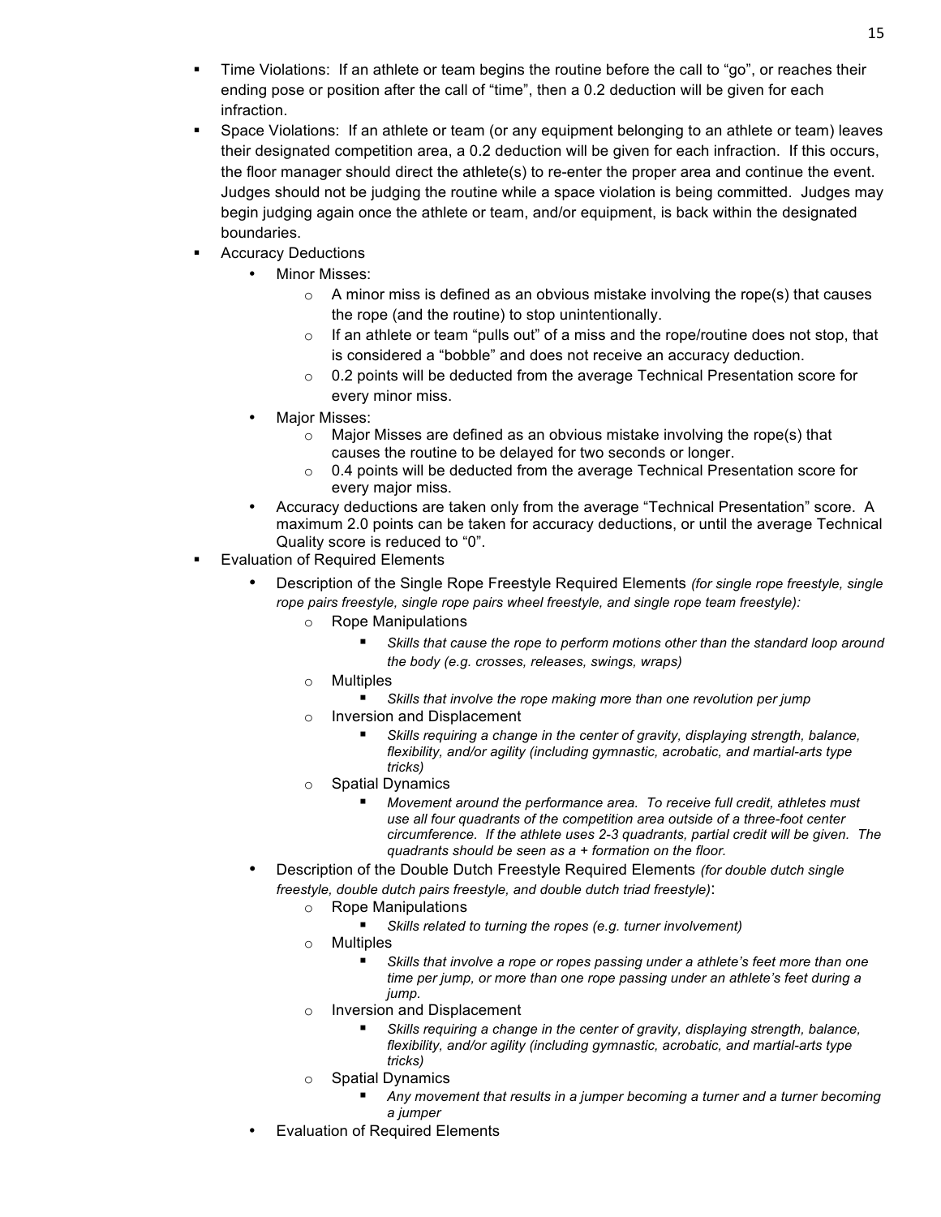- Time Violations: If an athlete or team begins the routine before the call to "go", or reaches their ending pose or position after the call of "time", then a 0.2 deduction will be given for each infraction.
- Space Violations: If an athlete or team (or any equipment belonging to an athlete or team) leaves their designated competition area, a 0.2 deduction will be given for each infraction. If this occurs, the floor manager should direct the athlete(s) to re-enter the proper area and continue the event. Judges should not be judging the routine while a space violation is being committed. Judges may begin judging again once the athlete or team, and/or equipment, is back within the designated boundaries.
- Accuracy Deductions
  - Minor Misses:
    - A minor miss is defined as an obvious mistake involving the rope(s) that causes the rope (and the routine) to stop unintentionally.
    - If an athlete or team "pulls out" of a miss and the rope/routine does not stop, that is considered a "bobble" and does not receive an accuracy deduction.
    - 0.2 points will be deducted from the average Technical Presentation score for every minor miss.
  - Major Misses:
    - Major Misses are defined as an obvious mistake involving the rope(s) that causes the routine to be delayed for two seconds or longer.
    - 0.4 points will be deducted from the average Technical Presentation score for every major miss.
  - Accuracy deductions are taken only from the average "Technical Presentation" score. A maximum 2.0 points can be taken for accuracy deductions, or until the average Technical Quality score is reduced to "0".
- Evaluation of Required Elements
  - Description of the Single Rope Freestyle Required Elements *(for single rope freestyle, single rope pairs freestyle, single rope pairs wheel freestyle, and single rope team freestyle):*
    - Rope Manipulations
      - *Skills that cause the rope to perform motions other than the standard loop around the body (e.g. crosses, releases, swings, wraps)*
    - Multiples
      - *Skills that involve the rope making more than one revolution per jump*
    - Inversion and Displacement
      - *Skills requiring a change in the center of gravity, displaying strength, balance, flexibility, and/or agility (including gymnastic, acrobatic, and martial-arts type tricks)*
    - Spatial Dynamics
      - *Movement around the performance area. To receive full credit, athletes must use all four quadrants of the competition area outside of a three-foot center circumference. If the athlete uses 2-3 quadrants, partial credit will be given. The quadrants should be seen as a + formation on the floor.*
  - Description of the Double Dutch Freestyle Required Elements *(for double dutch single freestyle, double dutch pairs freestyle, and double dutch triad freestyle)*:
    - Rope Manipulations
      - *Skills related to turning the ropes (e.g. turner involvement)*
    - Multiples
      - *Skills that involve a rope or ropes passing under a athlete's feet more than one time per jump, or more than one rope passing under an athlete's feet during a jump.*
    - Inversion and Displacement
      - *Skills requiring a change in the center of gravity, displaying strength, balance, flexibility, and/or agility (including gymnastic, acrobatic, and martial-arts type tricks)*
    - Spatial Dynamics
      - *Any movement that results in a jumper becoming a turner and a turner becoming a jumper*
  - Evaluation of Required Elements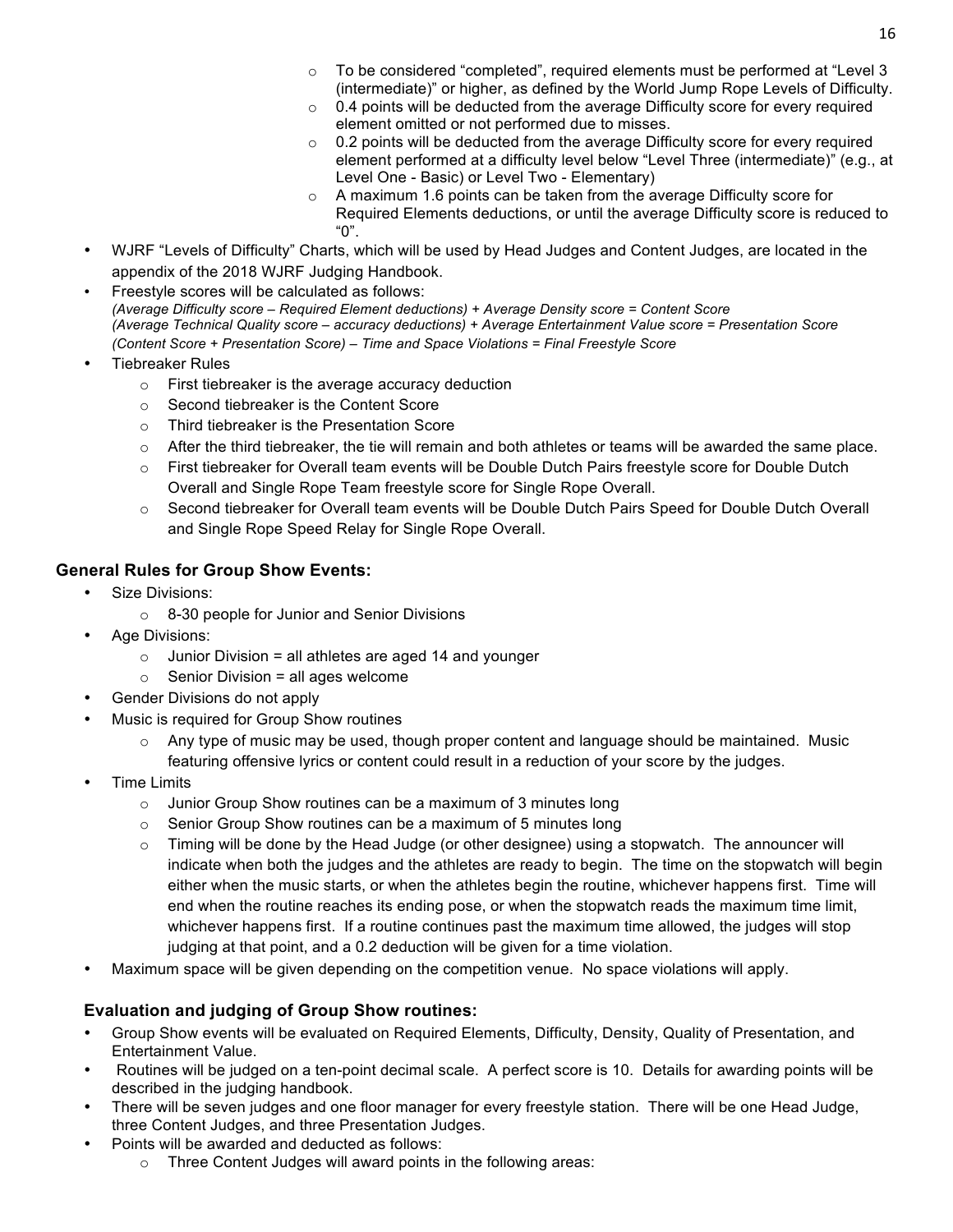- To be considered "completed", required elements must be performed at "Level 3 (intermediate)" or higher, as defined by the World Jump Rope Levels of Difficulty.
    - 0.4 points will be deducted from the average Difficulty score for every required element omitted or not performed due to misses.
    - 0.2 points will be deducted from the average Difficulty score for every required element performed at a difficulty level below "Level Three (intermediate)" (e.g., at Level One - Basic) or Level Two - Elementary)
    - A maximum 1.6 points can be taken from the average Difficulty score for Required Elements deductions, or until the average Difficulty score is reduced to "0".
- WJRF "Levels of Difficulty" Charts, which will be used by Head Judges and Content Judges, are located in the appendix of the 2018 WJRF Judging Handbook.
- Freestyle scores will be calculated as follows:
  *(Average Difficulty score – Required Element deductions) + Average Density score = Content Score*
  *(Average Technical Quality score – accuracy deductions) + Average Entertainment Value score = Presentation Score*
  *(Content Score + Presentation Score) – Time and Space Violations = Final Freestyle Score*
- Tiebreaker Rules
    - First tiebreaker is the average accuracy deduction
    - Second tiebreaker is the Content Score
    - Third tiebreaker is the Presentation Score
    - After the third tiebreaker, the tie will remain and both athletes or teams will be awarded the same place.
    - First tiebreaker for Overall team events will be Double Dutch Pairs freestyle score for Double Dutch Overall and Single Rope Team freestyle score for Single Rope Overall.
    - Second tiebreaker for Overall team events will be Double Dutch Pairs Speed for Double Dutch Overall and Single Rope Speed Relay for Single Rope Overall.

### General Rules for Group Show Events:

- Size Divisions:
    - 8-30 people for Junior and Senior Divisions
- Age Divisions:
    - Junior Division = all athletes are aged 14 and younger
    - Senior Division = all ages welcome
- Gender Divisions do not apply
- Music is required for Group Show routines
    - Any type of music may be used, though proper content and language should be maintained. Music featuring offensive lyrics or content could result in a reduction of your score by the judges.
- Time Limits
    - Junior Group Show routines can be a maximum of 3 minutes long
    - Senior Group Show routines can be a maximum of 5 minutes long
    - Timing will be done by the Head Judge (or other designee) using a stopwatch. The announcer will indicate when both the judges and the athletes are ready to begin. The time on the stopwatch will begin either when the music starts, or when the athletes begin the routine, whichever happens first. Time will end when the routine reaches its ending pose, or when the stopwatch reads the maximum time limit, whichever happens first. If a routine continues past the maximum time allowed, the judges will stop judging at that point, and a 0.2 deduction will be given for a time violation.
- Maximum space will be given depending on the competition venue. No space violations will apply.

### Evaluation and judging of Group Show routines:

- Group Show events will be evaluated on Required Elements, Difficulty, Density, Quality of Presentation, and Entertainment Value.
- Routines will be judged on a ten-point decimal scale. A perfect score is 10. Details for awarding points will be described in the judging handbook.
- There will be seven judges and one floor manager for every freestyle station. There will be one Head Judge, three Content Judges, and three Presentation Judges.
- Points will be awarded and deducted as follows:
    - Three Content Judges will award points in the following areas: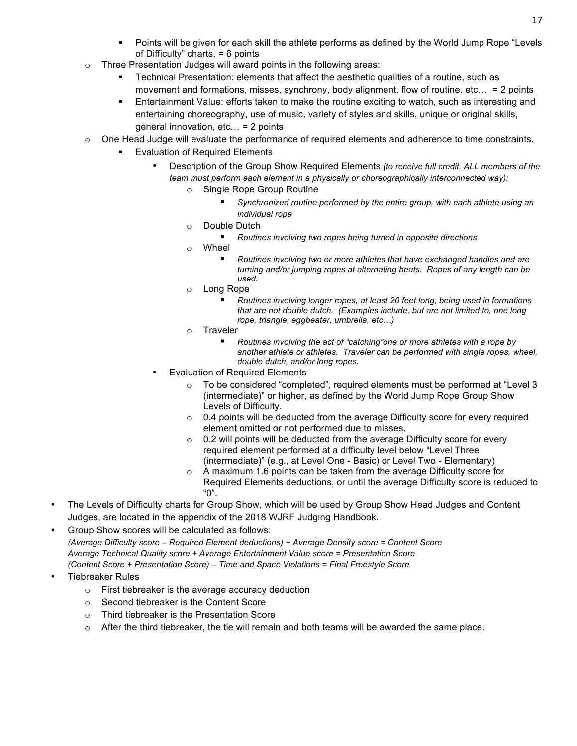- Points will be given for each skill the athlete performs as defined by the World Jump Rope "Levels of Difficulty" charts. = 6 points
    - Three Presentation Judges will award points in the following areas:
        - Technical Presentation: elements that affect the aesthetic qualities of a routine, such as movement and formations, misses, synchrony, body alignment, flow of routine, etc… = 2 points
        - Entertainment Value: efforts taken to make the routine exciting to watch, such as interesting and entertaining choreography, use of music, variety of styles and skills, unique or original skills, general innovation, etc… = 2 points
    - One Head Judge will evaluate the performance of required elements and adherence to time constraints.
        - Evaluation of Required Elements
            - Description of the Group Show Required Elements *(to receive full credit, ALL members of the team must perform each element in a physically or choreographically interconnected way):*
                - Single Rope Group Routine
                    - *Synchronized routine performed by the entire group, with each athlete using an individual rope*
                - Double Dutch
                    - *Routines involving two ropes being turned in opposite directions*
                - Wheel
                    - *Routines involving two or more athletes that have exchanged handles and are turning and/or jumping ropes at alternating beats. Ropes of any length can be used.*
                - Long Rope
                    - *Routines involving longer ropes, at least 20 feet long, being used in formations that are not double dutch. (Examples include, but are not limited to, one long rope, triangle, eggbeater, umbrella, etc…)*
                - Traveler
                    - *Routines involving the act of "catching"one or more athletes with a rope by another athlete or athletes. Traveler can be performed with single ropes, wheel, double dutch, and/or long ropes.*
            - Evaluation of Required Elements
                - To be considered "completed", required elements must be performed at "Level 3 (intermediate)" or higher, as defined by the World Jump Rope Group Show Levels of Difficulty.
                - 0.4 points will be deducted from the average Difficulty score for every required element omitted or not performed due to misses.
                - 0.2 will points will be deducted from the average Difficulty score for every required element performed at a difficulty level below "Level Three (intermediate)" (e.g., at Level One - Basic) or Level Two - Elementary)
                - A maximum 1.6 points can be taken from the average Difficulty score for Required Elements deductions, or until the average Difficulty score is reduced to "0".

- The Levels of Difficulty charts for Group Show, which will be used by Group Show Head Judges and Content Judges, are located in the appendix of the 2018 WJRF Judging Handbook.
- Group Show scores will be calculated as follows:
  *(Average Difficulty score – Required Element deductions) + Average Density score = Content Score*
  *Average Technical Quality score + Average Entertainment Value score = Presentation Score*
  *(Content Score + Presentation Score) – Time and Space Violations = Final Freestyle Score*
- Tiebreaker Rules
    - First tiebreaker is the average accuracy deduction
    - Second tiebreaker is the Content Score
    - Third tiebreaker is the Presentation Score
    - After the third tiebreaker, the tie will remain and both teams will be awarded the same place.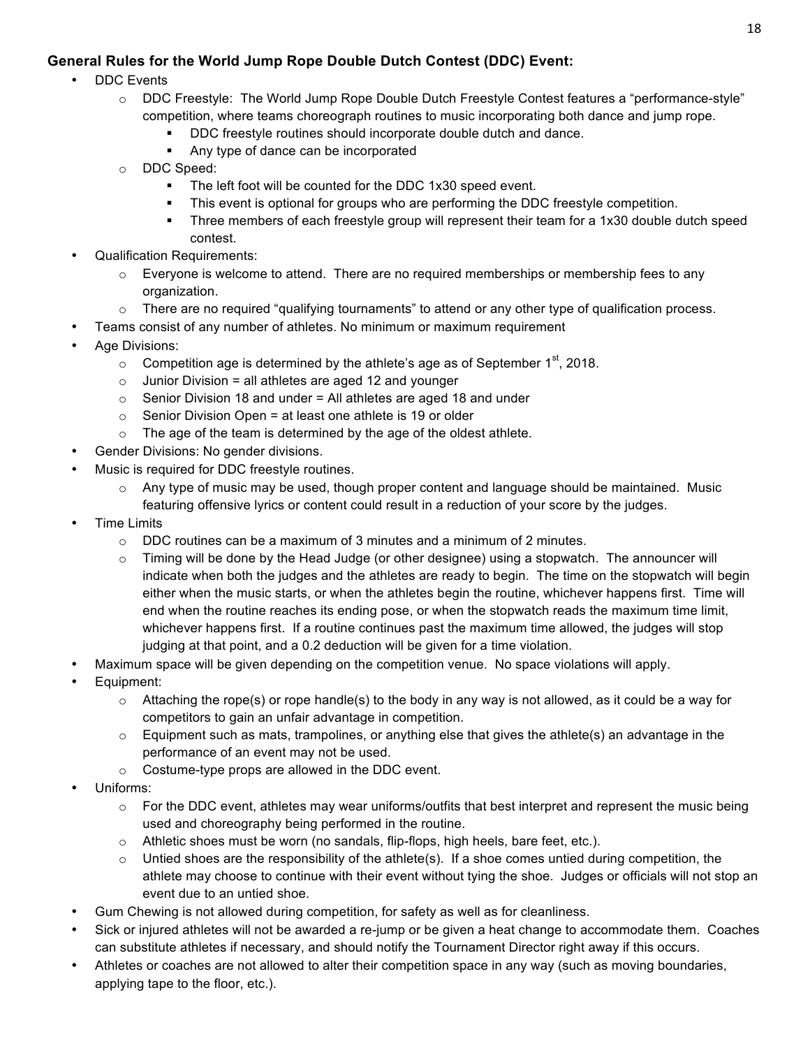**General Rules for the World Jump Rope Double Dutch Contest (DDC) Event:**

- DDC Events
  - DDC Freestyle: The World Jump Rope Double Dutch Freestyle Contest features a "performance-style" competition, where teams choreograph routines to music incorporating both dance and jump rope.
    - DDC freestyle routines should incorporate double dutch and dance.
    - Any type of dance can be incorporated
  - DDC Speed:
    - The left foot will be counted for the DDC 1x30 speed event.
    - This event is optional for groups who are performing the DDC freestyle competition.
    - Three members of each freestyle group will represent their team for a 1x30 double dutch speed contest.
- Qualification Requirements:
  - Everyone is welcome to attend. There are no required memberships or membership fees to any organization.
  - There are no required "qualifying tournaments" to attend or any other type of qualification process.
- Teams consist of any number of athletes. No minimum or maximum requirement
- Age Divisions:
  - Competition age is determined by the athlete's age as of September 1st, 2018.
  - Junior Division = all athletes are aged 12 and younger
  - Senior Division 18 and under = All athletes are aged 18 and under
  - Senior Division Open = at least one athlete is 19 or older
  - The age of the team is determined by the age of the oldest athlete.
- Gender Divisions: No gender divisions.
- Music is required for DDC freestyle routines.
  - Any type of music may be used, though proper content and language should be maintained. Music featuring offensive lyrics or content could result in a reduction of your score by the judges.
- Time Limits
  - DDC routines can be a maximum of 3 minutes and a minimum of 2 minutes.
  - Timing will be done by the Head Judge (or other designee) using a stopwatch. The announcer will indicate when both the judges and the athletes are ready to begin. The time on the stopwatch will begin either when the music starts, or when the athletes begin the routine, whichever happens first. Time will end when the routine reaches its ending pose, or when the stopwatch reads the maximum time limit, whichever happens first. If a routine continues past the maximum time allowed, the judges will stop judging at that point, and a 0.2 deduction will be given for a time violation.
- Maximum space will be given depending on the competition venue. No space violations will apply.
- Equipment:
  - Attaching the rope(s) or rope handle(s) to the body in any way is not allowed, as it could be a way for competitors to gain an unfair advantage in competition.
  - Equipment such as mats, trampolines, or anything else that gives the athlete(s) an advantage in the performance of an event may not be used.
  - Costume-type props are allowed in the DDC event.
- Uniforms:
  - For the DDC event, athletes may wear uniforms/outfits that best interpret and represent the music being used and choreography being performed in the routine.
  - Athletic shoes must be worn (no sandals, flip-flops, high heels, bare feet, etc.).
  - Untied shoes are the responsibility of the athlete(s). If a shoe comes untied during competition, the athlete may choose to continue with their event without tying the shoe. Judges or officials will not stop an event due to an untied shoe.
- Gum Chewing is not allowed during competition, for safety as well as for cleanliness.
- Sick or injured athletes will not be awarded a re-jump or be given a heat change to accommodate them. Coaches can substitute athletes if necessary, and should notify the Tournament Director right away if this occurs.
- Athletes or coaches are not allowed to alter their competition space in any way (such as moving boundaries, applying tape to the floor, etc.).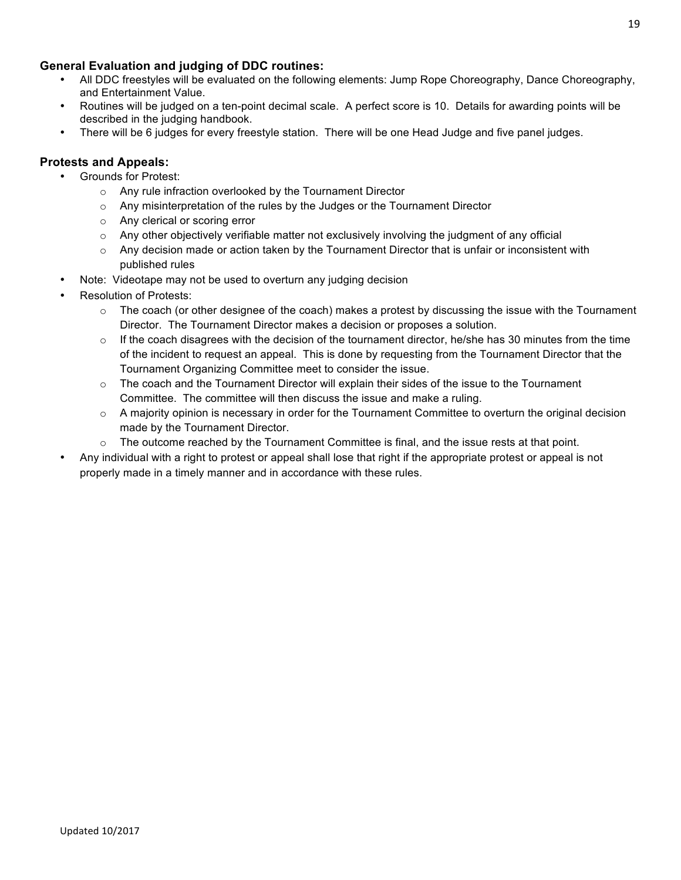**General Evaluation and judging of DDC routines:**

- All DDC freestyles will be evaluated on the following elements: Jump Rope Choreography, Dance Choreography, and Entertainment Value.
- Routines will be judged on a ten-point decimal scale. A perfect score is 10. Details for awarding points will be described in the judging handbook.
- There will be 6 judges for every freestyle station. There will be one Head Judge and five panel judges.

**Protests and Appeals:**

- Grounds for Protest:
    - Any rule infraction overlooked by the Tournament Director
    - Any misinterpretation of the rules by the Judges or the Tournament Director
    - Any clerical or scoring error
    - Any other objectively verifiable matter not exclusively involving the judgment of any official
    - Any decision made or action taken by the Tournament Director that is unfair or inconsistent with published rules
- Note: Videotape may not be used to overturn any judging decision
- Resolution of Protests:
    - The coach (or other designee of the coach) makes a protest by discussing the issue with the Tournament Director. The Tournament Director makes a decision or proposes a solution.
    - If the coach disagrees with the decision of the tournament director, he/she has 30 minutes from the time of the incident to request an appeal. This is done by requesting from the Tournament Director that the Tournament Organizing Committee meet to consider the issue.
    - The coach and the Tournament Director will explain their sides of the issue to the Tournament Committee. The committee will then discuss the issue and make a ruling.
    - A majority opinion is necessary in order for the Tournament Committee to overturn the original decision made by the Tournament Director.
    - The outcome reached by the Tournament Committee is final, and the issue rests at that point.
- Any individual with a right to protest or appeal shall lose that right if the appropriate protest or appeal is not properly made in a timely manner and in accordance with these rules.

Updated 10/2017